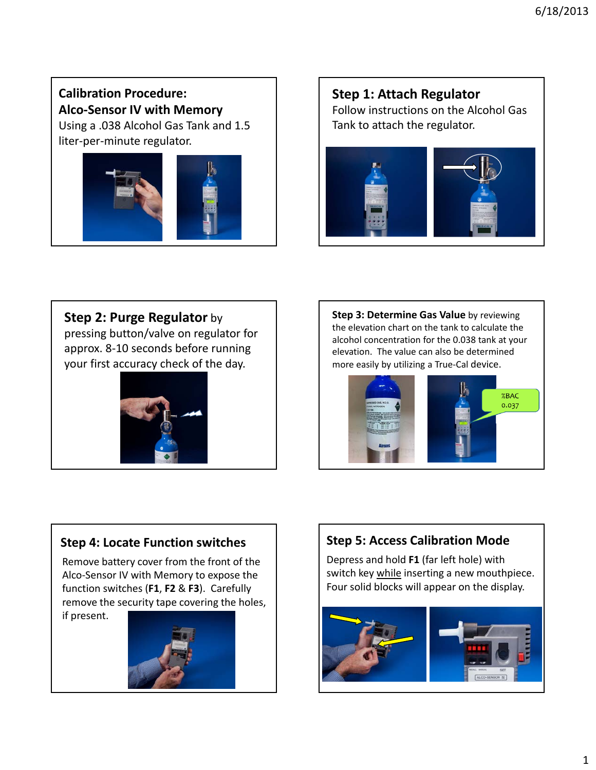## Calibration Procedure: Alco-Sensor IV with Memory

Using a .038 Alcohol Gas Tank and 1.5 liter-per-minute regulator.

## Step 1: Attach Regulator

Follow instructions on the Alcohol Gas Tank to attach the regulator.

## Step 2: Purge Regulator

**Step 2: Purge Regulator** by pressing button/valve on regulator for approx. 8-10 seconds before running your first accuracy check of the day.

## Step 3: Determine Gas Value

**Step 3: Determine Gas Value** by reviewing the elevation chart on the tank to calculate the alcohol concentration for the 0.038 tank at your elevation. The value can also be determined more easily by utilizing a True-Cal device.

%BAC
0.037

## Step 4: Locate Function switches

Remove battery cover from the front of the Alco-Sensor IV with Memory to expose the function switches (**F1**, **F2** & **F3**). Carefully remove the security tape covering the holes, if present.

## Step 5: Access Calibration Mode

Depress and hold **F1** (far left hole) with switch key while inserting a new mouthpiece. Four solid blocks will appear on the display.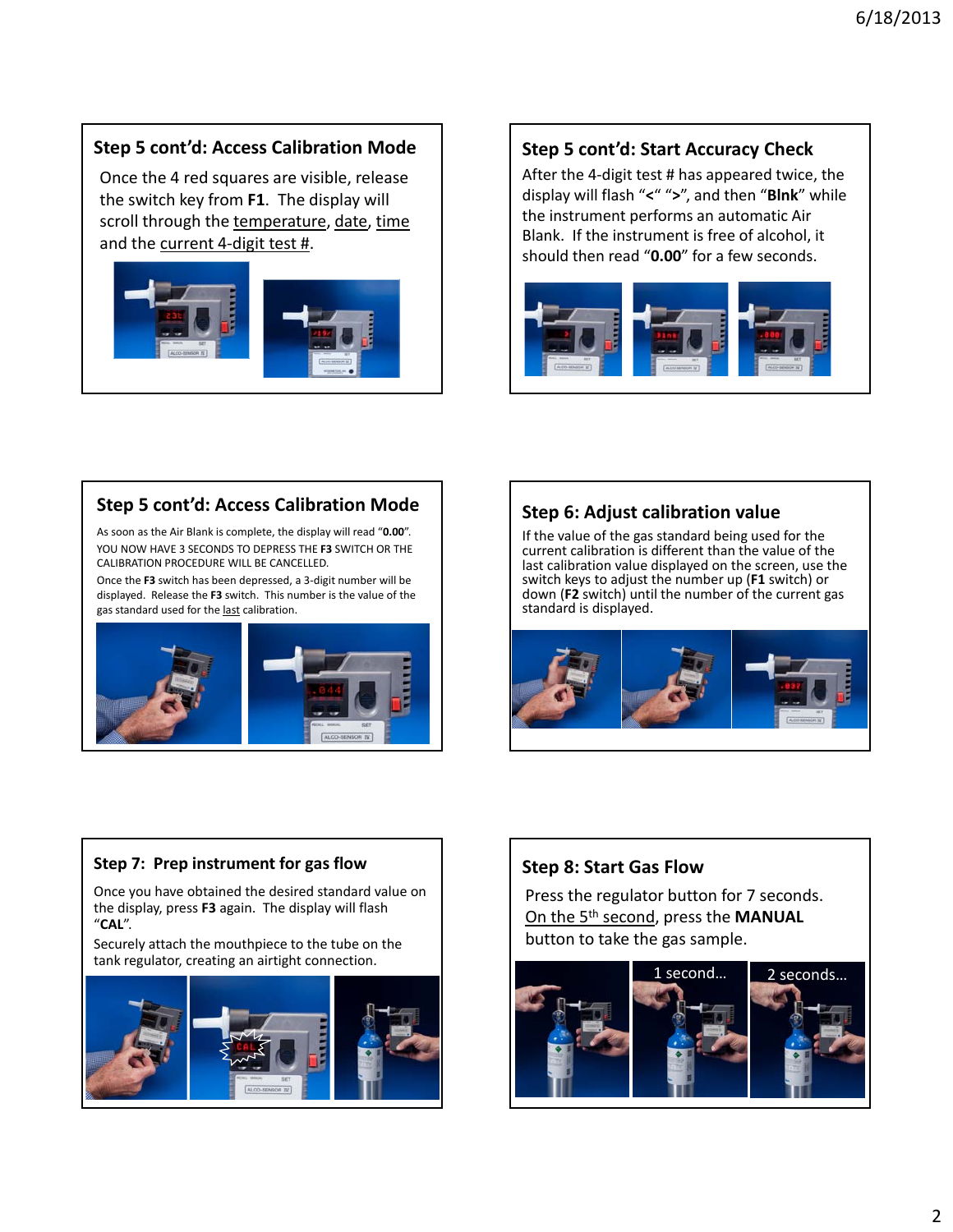## Step 5 cont'd: Access Calibration Mode

Once the 4 red squares are visible, release the switch key from **F1**. The display will scroll through the temperature, date, time and the current 4-digit test #.

## Step 5 cont'd: Start Accuracy Check

After the 4-digit test # has appeared twice, the display will flash "**<**" "**>**", and then "**Blnk**" while the instrument performs an automatic Air Blank. If the instrument is free of alcohol, it should then read "**0.00**" for a few seconds.

## Step 5 cont'd: Access Calibration Mode

As soon as the Air Blank is complete, the display will read "**0.00**".

YOU NOW HAVE 3 SECONDS TO DEPRESS THE **F3** SWITCH OR THE CALIBRATION PROCEDURE WILL BE CANCELLED.

Once the **F3** switch has been depressed, a 3-digit number will be displayed. Release the **F3** switch. This number is the value of the gas standard used for the last calibration.

## Step 6: Adjust calibration value

If the value of the gas standard being used for the current calibration is different than the value of the last calibration value displayed on the screen, use the switch keys to adjust the number up (**F1** switch) or down (**F2** switch) until the number of the current gas standard is displayed.

## Step 7: Prep instrument for gas flow

Once you have obtained the desired standard value on the display, press **F3** again. The display will flash "**CAL**".

Securely attach the mouthpiece to the tube on the tank regulator, creating an airtight connection.

## Step 8: Start Gas Flow

Press the regulator button for 7 seconds.
On the 5th second, press the **MANUAL** button to take the gas sample.

1 second…

2 seconds…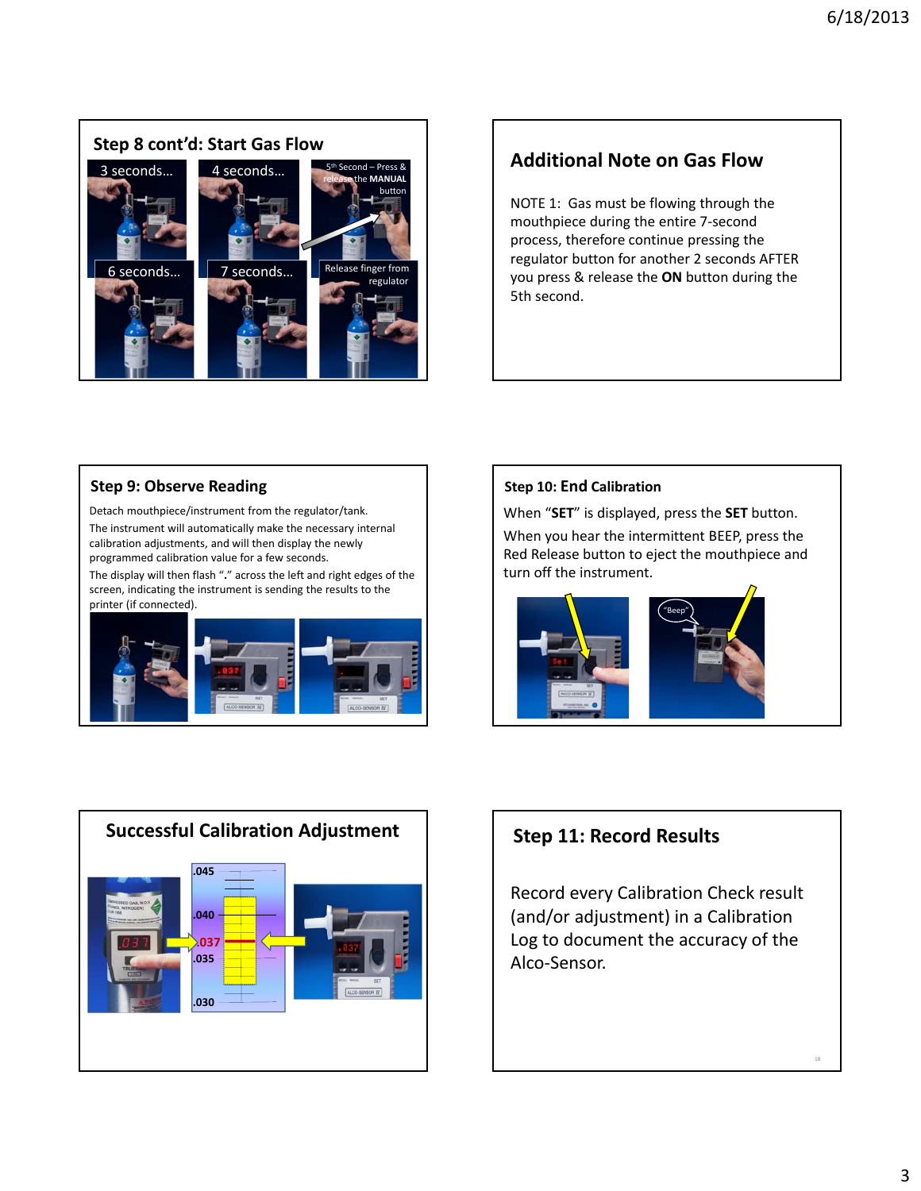## Step 8 cont'd: Start Gas Flow

3 seconds…

4 seconds…

5th Second – Press & release the **MANUAL** button

6 seconds…

7 seconds…

Release finger from regulator

## Additional Note on Gas Flow

NOTE 1: Gas must be flowing through the mouthpiece during the entire 7-second process, therefore continue pressing the regulator button for another 2 seconds AFTER you press & release the **ON** button during the 5th second.

## Step 9: Observe Reading

Detach mouthpiece/instrument from the regulator/tank.

The instrument will automatically make the necessary internal calibration adjustments, and will then display the newly programmed calibration value for a few seconds.

The display will then flash "**.**" across the left and right edges of the screen, indicating the instrument is sending the results to the printer (if connected).

## Step 10: End Calibration

When "**SET**" is displayed, press the **SET** button.

When you hear the intermittent BEEP, press the Red Release button to eject the mouthpiece and turn off the instrument.

"Beep"

## Successful Calibration Adjustment

.045

.040

.037

.035

.030

## Step 11: Record Results

Record every Calibration Check result (and/or adjustment) in a Calibration Log to document the accuracy of the Alco-Sensor.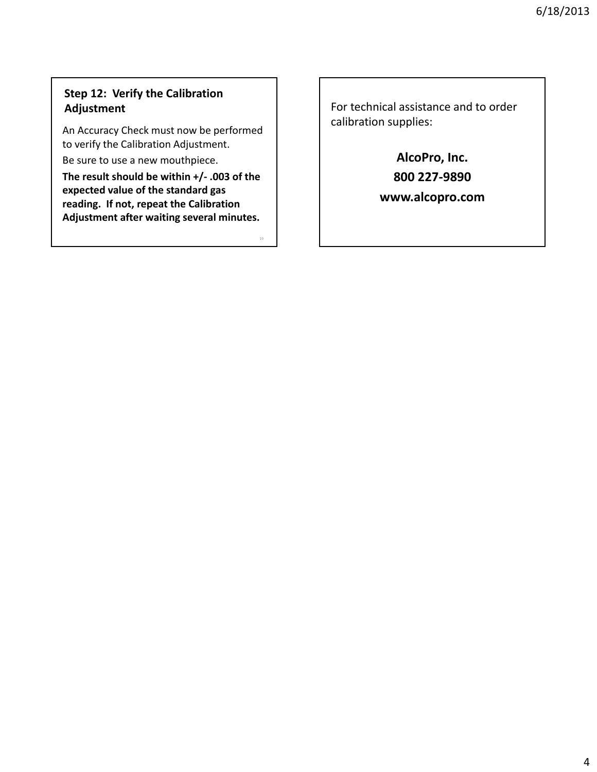## Step 12: Verify the Calibration Adjustment

An Accuracy Check must now be performed to verify the Calibration Adjustment.

Be sure to use a new mouthpiece.

**The result should be within +/- .003 of the expected value of the standard gas reading. If not, repeat the Calibration Adjustment after waiting several minutes.**

For technical assistance and to order calibration supplies:

**AlcoPro, Inc.**

**800 227-9890**

**www.alcopro.com**